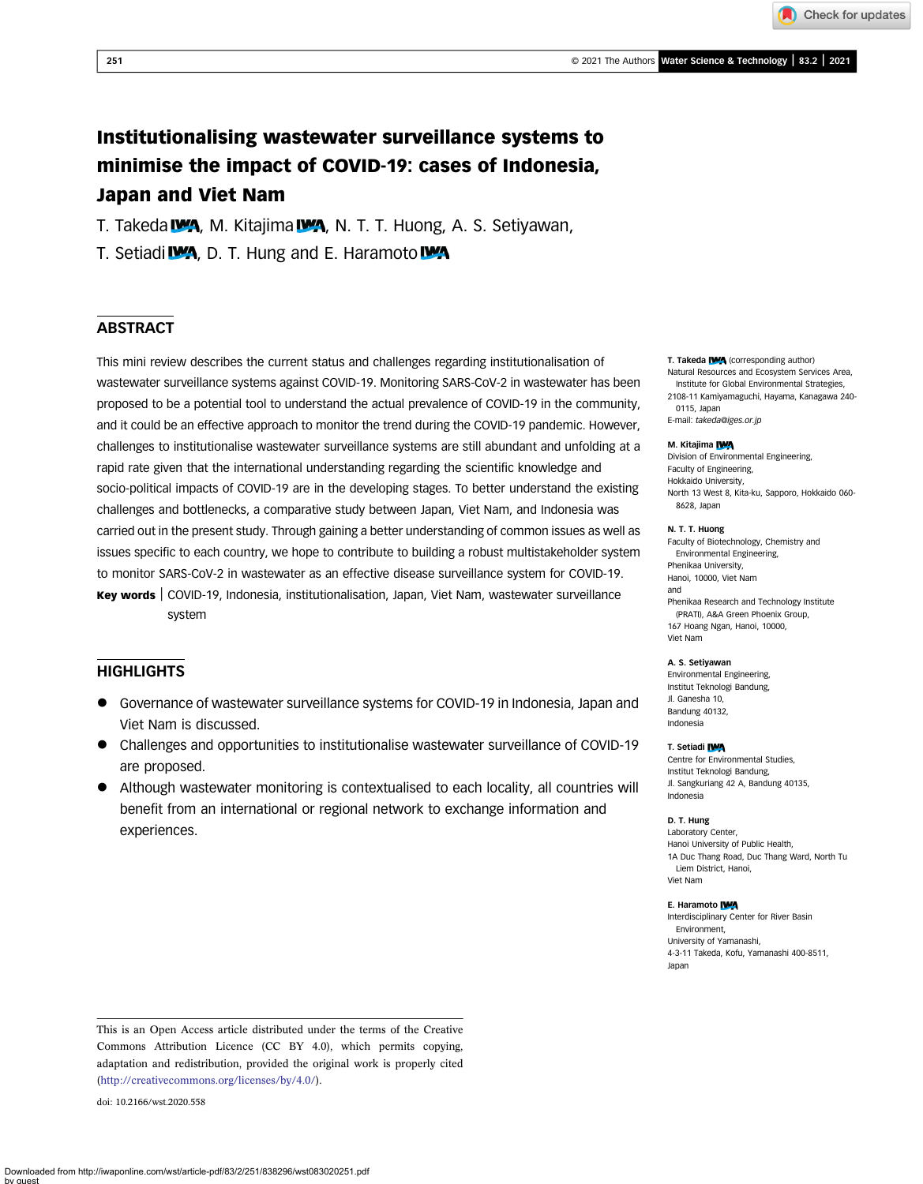# Institutionalising wastewater surveillance systems to minimise the impact of COVID-19: cases of Indonesia, Japan and Viet Nam

T. Takeda, M. Kitajima, N. T. T. Huong, A. S. Setiyawan, T. Setiadi, D. T. Hung and E. Haramoto

## ABSTRACT

This mini review describes the current status and challenges regarding institutionalisation of wastewater surveillance systems against COVID-19. Monitoring SARS-CoV-2 in wastewater has been proposed to be a potential tool to understand the actual prevalence of COVID-19 in the community, and it could be an effective approach to monitor the trend during the COVID-19 pandemic. However, challenges to institutionalise wastewater surveillance systems are still abundant and unfolding at a rapid rate given that the international understanding regarding the scientific knowledge and socio-political impacts of COVID-19 are in the developing stages. To better understand the existing challenges and bottlenecks, a comparative study between Japan, Viet Nam, and Indonesia was carried out in the present study. Through gaining a better understanding of common issues as well as issues specific to each country, we hope to contribute to building a robust multistakeholder system to monitor SARS-CoV-2 in wastewater as an effective disease surveillance system for COVID-19.

**Key words** | COVID-19, Indonesia, institutionalisation, Japan, Viet Nam, wastewater surveillance system

## HIGHLIGHTS

- Governance of wastewater surveillance systems for COVID-19 in Indonesia, Japan and Viet Nam is discussed.
- Challenges and opportunities to institutionalise wastewater surveillance of COVID-19 are proposed.
- Although wastewater monitoring is contextualised to each locality, all countries will benefit from an international or regional network to exchange information and experiences.

**T. Takeda** (corresponding author)
Natural Resources and Ecosystem Services Area, Institute for Global Environmental Strategies, 2108-11 Kamiyamaguchi, Hayama, Kanagawa 240-0115, Japan
E-mail: *takeda@iges.or.jp*

**M. Kitajima**
Division of Environmental Engineering, Faculty of Engineering, Hokkaido University, North 13 West 8, Kita-ku, Sapporo, Hokkaido 060-8628, Japan

**N. T. T. Huong**
Faculty of Biotechnology, Chemistry and Environmental Engineering, Phenikaa University, Hanoi, 10000, Viet Nam
and
Phenikaa Research and Technology Institute (PRATI), A&A Green Phoenix Group, 167 Hoang Ngan, Hanoi, 10000, Viet Nam

**A. S. Setiyawan**
Environmental Engineering, Institut Teknologi Bandung, Jl. Ganesha 10, Bandung 40132, Indonesia

**T. Setiadi**
Centre for Environmental Studies, Institut Teknologi Bandung, Jl. Sangkuriang 42 A, Bandung 40135, Indonesia

**D. T. Hung**
Laboratory Center, Hanoi University of Public Health, 1A Duc Thang Road, Duc Thang Ward, North Tu Liem District, Hanoi, Viet Nam

**E. Haramoto**
Interdisciplinary Center for River Basin Environment, University of Yamanashi, 4-3-11 Takeda, Kofu, Yamanashi 400-8511, Japan

This is an Open Access article distributed under the terms of the Creative Commons Attribution Licence (CC BY 4.0), which permits copying, adaptation and redistribution, provided the original work is properly cited (http://creativecommons.org/licenses/by/4.0/).

doi: 10.2166/wst.2020.558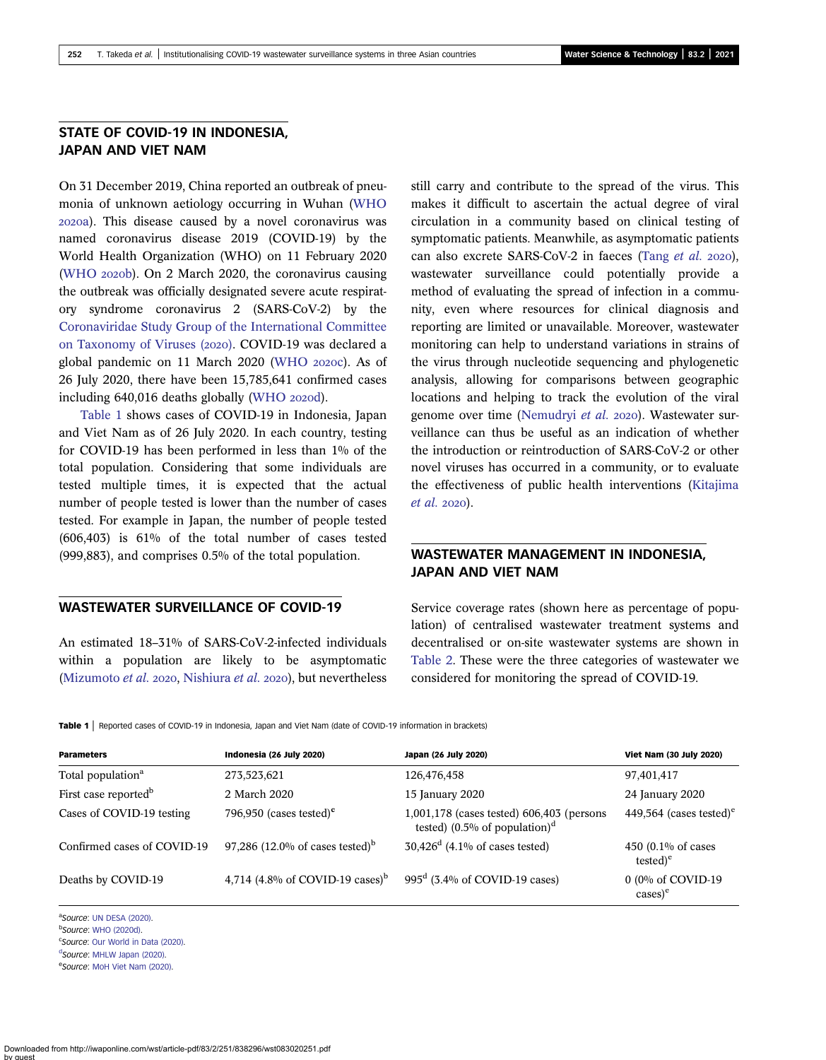## STATE OF COVID-19 IN INDONESIA, JAPAN AND VIET NAM

On 31 December 2019, China reported an outbreak of pneumonia of unknown aetiology occurring in Wuhan (WHO 2020a). This disease caused by a novel coronavirus was named coronavirus disease 2019 (COVID-19) by the World Health Organization (WHO) on 11 February 2020 (WHO 2020b). On 2 March 2020, the coronavirus causing the outbreak was officially designated severe acute respiratory syndrome coronavirus 2 (SARS-CoV-2) by the Coronaviridae Study Group of the International Committee on Taxonomy of Viruses (2020). COVID-19 was declared a global pandemic on 11 March 2020 (WHO 2020c). As of 26 July 2020, there have been 15,785,641 confirmed cases including 640,016 deaths globally (WHO 2020d).

Table 1 shows cases of COVID-19 in Indonesia, Japan and Viet Nam as of 26 July 2020. In each country, testing for COVID-19 has been performed in less than 1% of the total population. Considering that some individuals are tested multiple times, it is expected that the actual number of people tested is lower than the number of cases tested. For example in Japan, the number of people tested (606,403) is 61% of the total number of cases tested (999,883), and comprises 0.5% of the total population.

## WASTEWATER SURVEILLANCE OF COVID-19

An estimated 18–31% of SARS-CoV-2-infected individuals within a population are likely to be asymptomatic (Mizumoto *et al.* 2020, Nishiura *et al.* 2020), but nevertheless still carry and contribute to the spread of the virus. This makes it difficult to ascertain the actual degree of viral circulation in a community based on clinical testing of symptomatic patients. Meanwhile, as asymptomatic patients can also excrete SARS-CoV-2 in faeces (Tang *et al.* 2020), wastewater surveillance could potentially provide a method of evaluating the spread of infection in a community, even where resources for clinical diagnosis and reporting are limited or unavailable. Moreover, wastewater monitoring can help to understand variations in strains of the virus through nucleotide sequencing and phylogenetic analysis, allowing for comparisons between geographic locations and helping to track the evolution of the viral genome over time (Nemudryi *et al.* 2020). Wastewater surveillance can thus be useful as an indication of whether the introduction or reintroduction of SARS-CoV-2 or other novel viruses has occurred in a community, or to evaluate the effectiveness of public health interventions (Kitajima *et al.* 2020).

## WASTEWATER MANAGEMENT IN INDONESIA, JAPAN AND VIET NAM

Service coverage rates (shown here as percentage of population) of centralised wastewater treatment systems and decentralised or on-site wastewater systems are shown in Table 2. These were the three categories of wastewater we considered for monitoring the spread of COVID-19.

**Table 1** | Reported cases of COVID-19 in Indonesia, Japan and Viet Nam (date of COVID-19 information in brackets)

| Parameters | Indonesia (26 July 2020) | Japan (26 July 2020) | Viet Nam (30 July 2020) |
|---|---|---|---|
| Total population[a] | 273,523,621 | 126,476,458 | 97,401,417 |
| First case reported[b] | 2 March 2020 | 15 January 2020 | 24 January 2020 |
| Cases of COVID-19 testing | 796,950 (cases tested)[c] | 1,001,178 (cases tested) 606,403 (persons tested) (0.5% of population)[d] | 449,564 (cases tested)[e] |
| Confirmed cases of COVID-19 | 97,286 (12.0% of cases tested)[b] | 30,426[d] (4.1% of cases tested) | 450 (0.1% of cases tested)[e] |
| Deaths by COVID-19 | 4,714 (4.8% of COVID-19 cases)[b] | 995[d] (3.4% of COVID-19 cases) | 0 (0% of COVID-19 cases)[e] |

[a]*Source*: UN DESA (2020).
[b]*Source*: WHO (2020d).
[c]*Source*: Our World in Data (2020).
[d]*Source*: MHLW Japan (2020).
[e]*Source*: MoH Viet Nam (2020).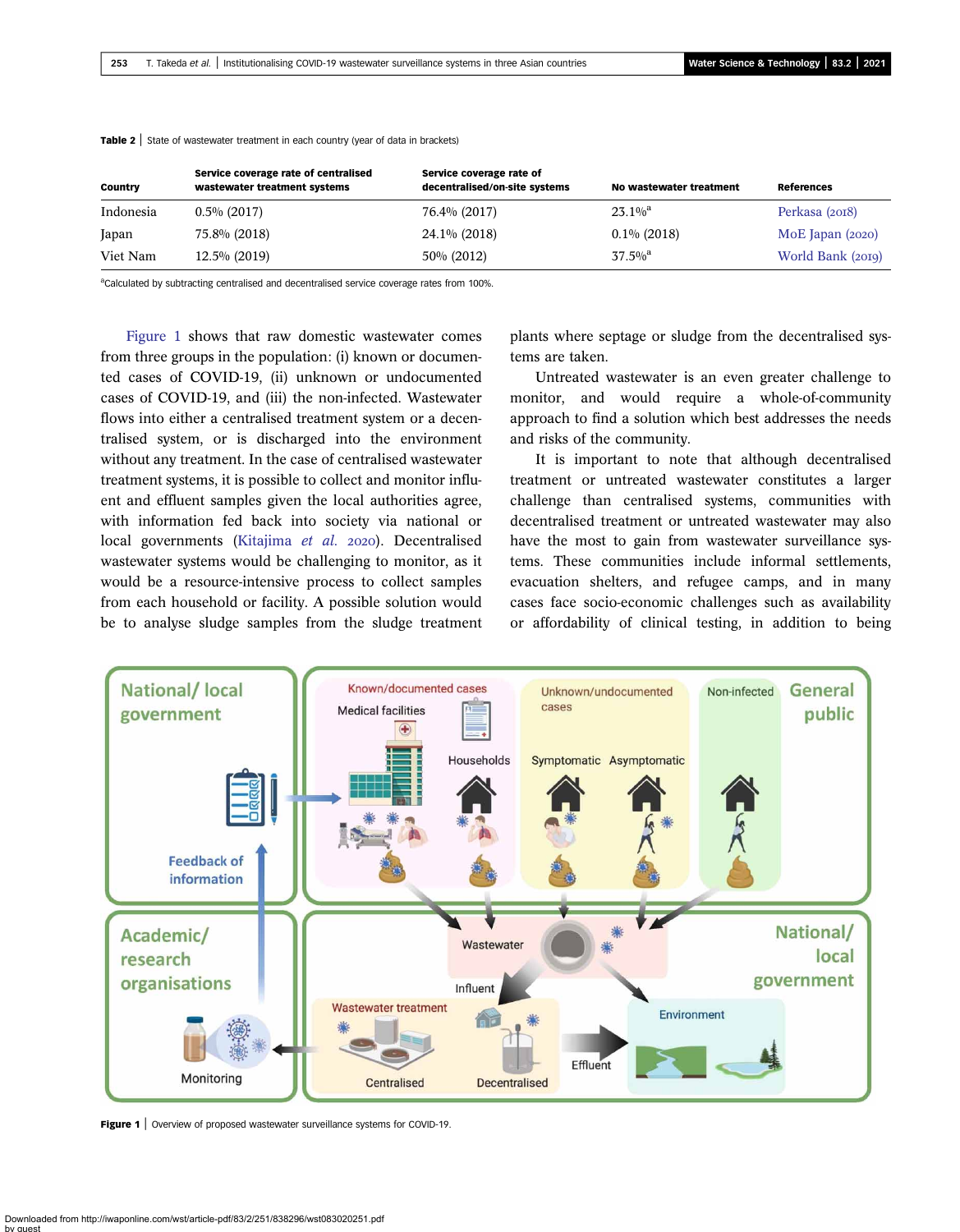**Table 2** | State of wastewater treatment in each country (year of data in brackets)

| Country | Service coverage rate of centralised wastewater treatment systems | Service coverage rate of decentralised/on-site systems | No wastewater treatment | References |
|---|---|---|---|---|
| Indonesia | 0.5% (2017) | 76.4% (2017) | 23.1%[a] | Perkasa (2018) |
| Japan | 75.8% (2018) | 24.1% (2018) | 0.1% (2018) | MoE Japan (2020) |
| Viet Nam | 12.5% (2019) | 50% (2012) | 37.5%[a] | World Bank (2019) |

[a]Calculated by subtracting centralised and decentralised service coverage rates from 100%.

Figure 1 shows that raw domestic wastewater comes from three groups in the population: (i) known or documented cases of COVID-19, (ii) unknown or undocumented cases of COVID-19, and (iii) the non-infected. Wastewater flows into either a centralised treatment system or a decentralised system, or is discharged into the environment without any treatment. In the case of centralised wastewater treatment systems, it is possible to collect and monitor influent and effluent samples given the local authorities agree, with information fed back into society via national or local governments (Kitajima *et al.* 2020). Decentralised wastewater systems would be challenging to monitor, as it would be a resource-intensive process to collect samples from each household or facility. A possible solution would be to analyse sludge samples from the sludge treatment plants where septage or sludge from the decentralised systems are taken.

Untreated wastewater is an even greater challenge to monitor, and would require a whole-of-community approach to find a solution which best addresses the needs and risks of the community.

It is important to note that although decentralised treatment or untreated wastewater constitutes a larger challenge than centralised systems, communities with decentralised treatment or untreated wastewater may also have the most to gain from wastewater surveillance systems. These communities include informal settlements, evacuation shelters, and refugee camps, and in many cases face socio-economic challenges such as availability or affordability of clinical testing, in addition to being

**Figure 1** | Overview of proposed wastewater surveillance systems for COVID-19.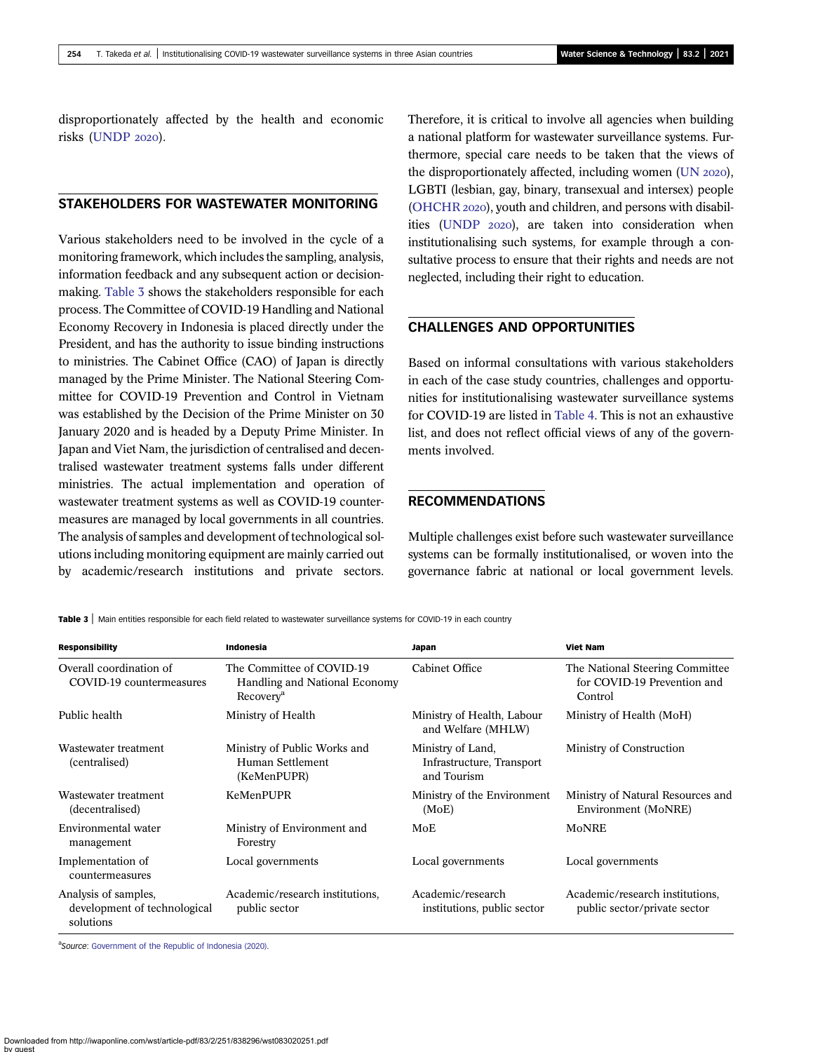disproportionately affected by the health and economic risks (UNDP 2020).

## STAKEHOLDERS FOR WASTEWATER MONITORING

Various stakeholders need to be involved in the cycle of a monitoring framework, which includes the sampling, analysis, information feedback and any subsequent action or decision-making. Table 3 shows the stakeholders responsible for each process. The Committee of COVID-19 Handling and National Economy Recovery in Indonesia is placed directly under the President, and has the authority to issue binding instructions to ministries. The Cabinet Office (CAO) of Japan is directly managed by the Prime Minister. The National Steering Committee for COVID-19 Prevention and Control in Vietnam was established by the Decision of the Prime Minister on 30 January 2020 and is headed by a Deputy Prime Minister. In Japan and Viet Nam, the jurisdiction of centralised and decentralised wastewater treatment systems falls under different ministries. The actual implementation and operation of wastewater treatment systems as well as COVID-19 countermeasures are managed by local governments in all countries. The analysis of samples and development of technological solutions including monitoring equipment are mainly carried out by academic/research institutions and private sectors. Therefore, it is critical to involve all agencies when building a national platform for wastewater surveillance systems. Furthermore, special care needs to be taken that the views of the disproportionately affected, including women (UN 2020), LGBTI (lesbian, gay, binary, transexual and intersex) people (OHCHR 2020), youth and children, and persons with disabilities (UNDP 2020), are taken into consideration when institutionalising such systems, for example through a consultative process to ensure that their rights and needs are not neglected, including their right to education.

## CHALLENGES AND OPPORTUNITIES

Based on informal consultations with various stakeholders in each of the case study countries, challenges and opportunities for institutionalising wastewater surveillance systems for COVID-19 are listed in Table 4. This is not an exhaustive list, and does not reflect official views of any of the governments involved.

## RECOMMENDATIONS

Multiple challenges exist before such wastewater surveillance systems can be formally institutionalised, or woven into the governance fabric at national or local government levels.

**Table 3** | Main entities responsible for each field related to wastewater surveillance systems for COVID-19 in each country

| Responsibility | Indonesia | Japan | Viet Nam |
|---|---|---|---|
| Overall coordination of COVID-19 countermeasures | The Committee of COVID-19 Handling and National Economy Recovery[a] | Cabinet Office | The National Steering Committee for COVID-19 Prevention and Control |
| Public health | Ministry of Health | Ministry of Health, Labour and Welfare (MHLW) | Ministry of Health (MoH) |
| Wastewater treatment (centralised) | Ministry of Public Works and Human Settlement (KeMenPUPR) | Ministry of Land, Infrastructure, Transport and Tourism | Ministry of Construction |
| Wastewater treatment (decentralised) | KeMenPUPR | Ministry of the Environment (MoE) | Ministry of Natural Resources and Environment (MoNRE) |
| Environmental water management | Ministry of Environment and Forestry | MoE | MoNRE |
| Implementation of countermeasures | Local governments | Local governments | Local governments |
| Analysis of samples, development of technological solutions | Academic/research institutions, public sector | Academic/research institutions, public sector | Academic/research institutions, public sector/private sector |

[a]*Source*: Government of the Republic of Indonesia (2020).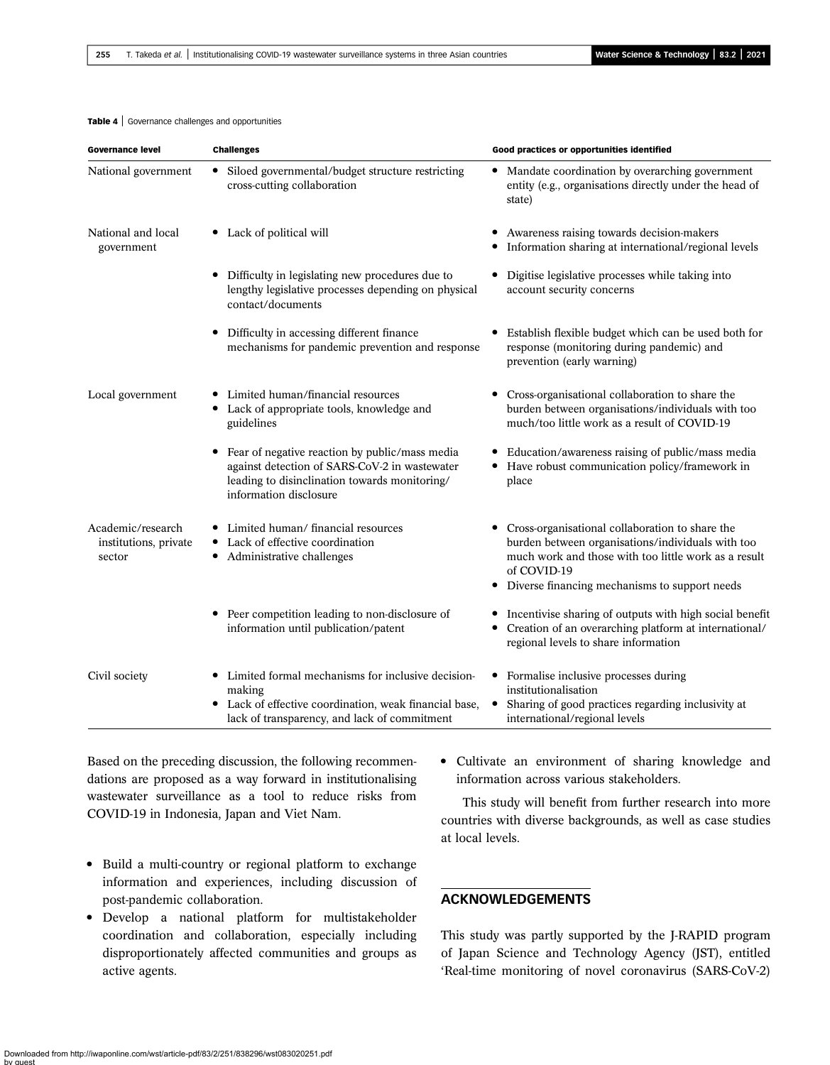**Table 4** | Governance challenges and opportunities

| Governance level | Challenges | Good practices or opportunities identified |
|---|---|---|
| National government | • Siloed governmental/budget structure restricting cross-cutting collaboration | • Mandate coordination by overarching government entity (e.g., organisations directly under the head of state) |
| National and local government | • Lack of political will | • Awareness raising towards decision-makers<br>• Information sharing at international/regional levels |
| | • Difficulty in legislating new procedures due to lengthy legislative processes depending on physical contact/documents | • Digitise legislative processes while taking into account security concerns |
| | • Difficulty in accessing different finance mechanisms for pandemic prevention and response | • Establish flexible budget which can be used both for response (monitoring during pandemic) and prevention (early warning) |
| Local government | • Limited human/financial resources<br>• Lack of appropriate tools, knowledge and guidelines | • Cross-organisational collaboration to share the burden between organisations/individuals with too much/too little work as a result of COVID-19 |
| | • Fear of negative reaction by public/mass media against detection of SARS-CoV-2 in wastewater leading to disinclination towards monitoring/information disclosure | • Education/awareness raising of public/mass media<br>• Have robust communication policy/framework in place |
| Academic/research institutions, private sector | • Limited human/ financial resources<br>• Lack of effective coordination<br>• Administrative challenges | • Cross-organisational collaboration to share the burden between organisations/individuals with too much work and those with too little work as a result of COVID-19<br>• Diverse financing mechanisms to support needs |
| | • Peer competition leading to non-disclosure of information until publication/patent | • Incentivise sharing of outputs with high social benefit<br>• Creation of an overarching platform at international/regional levels to share information |
| Civil society | • Limited formal mechanisms for inclusive decision-making<br>• Lack of effective coordination, weak financial base, lack of transparency, and lack of commitment | • Formalise inclusive processes during institutionalisation<br>• Sharing of good practices regarding inclusivity at international/regional levels |

Based on the preceding discussion, the following recommendations are proposed as a way forward in institutionalising wastewater surveillance as a tool to reduce risks from COVID-19 in Indonesia, Japan and Viet Nam.

- Build a multi-country or regional platform to exchange information and experiences, including discussion of post-pandemic collaboration.
- Develop a national platform for multistakeholder coordination and collaboration, especially including disproportionately affected communities and groups as active agents.
- Cultivate an environment of sharing knowledge and information across various stakeholders.

This study will benefit from further research into more countries with diverse backgrounds, as well as case studies at local levels.

## ACKNOWLEDGEMENTS

This study was partly supported by the J-RAPID program of Japan Science and Technology Agency (JST), entitled 'Real-time monitoring of novel coronavirus (SARS-CoV-2)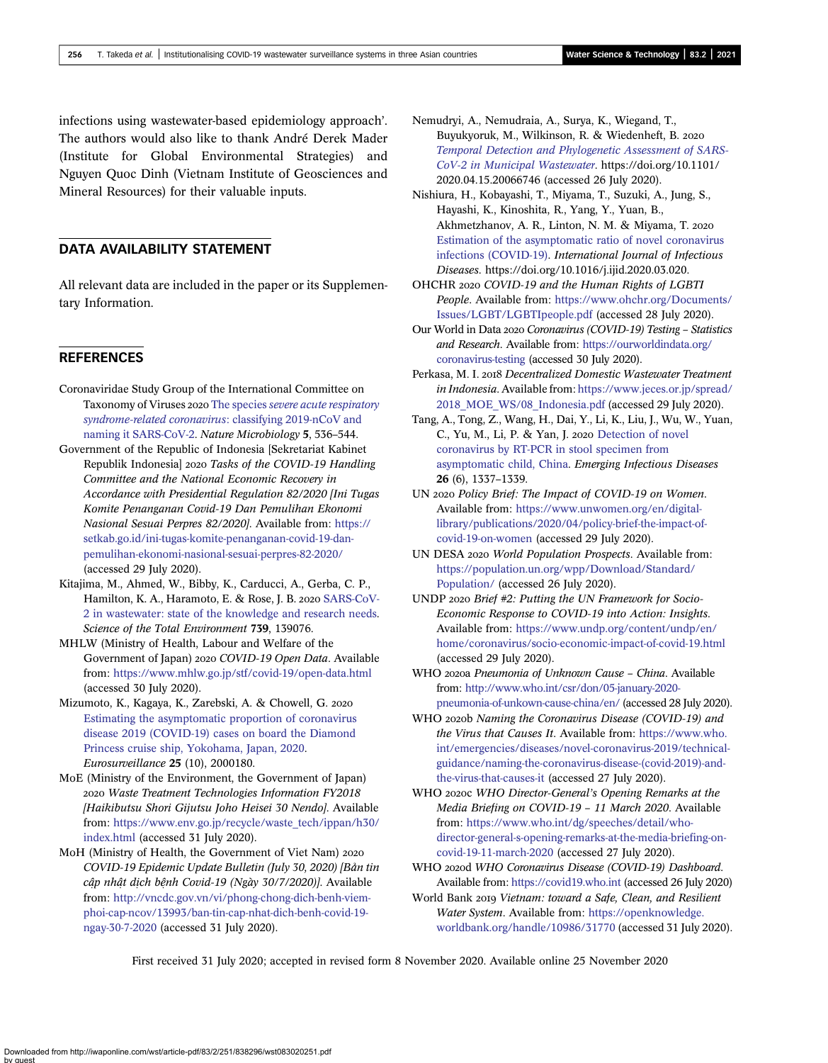infections using wastewater-based epidemiology approach'. The authors would also like to thank André Derek Mader (Institute for Global Environmental Strategies) and Nguyen Quoc Dinh (Vietnam Institute of Geosciences and Mineral Resources) for their valuable inputs.

## DATA AVAILABILITY STATEMENT

All relevant data are included in the paper or its Supplementary Information.

## REFERENCES

Coronaviridae Study Group of the International Committee on Taxonomy of Viruses 2020 The species *severe acute respiratory syndrome-related coronavirus*: classifying 2019-nCoV and naming it SARS-CoV-2. *Nature Microbiology* **5**, 536–544.

Government of the Republic of Indonesia [Sekretariat Kabinet Republik Indonesia] 2020 *Tasks of the COVID-19 Handling Committee and the National Economic Recovery in Accordance with Presidential Regulation 82/2020 [Ini Tugas Komite Penanganan Covid-19 Dan Pemulihan Ekonomi Nasional Sesuai Perpres 82/2020]*. Available from: https://setkab.go.id/ini-tugas-komite-penanganan-covid-19-dan-pemulihan-ekonomi-nasional-sesuai-perpres-82-2020/ (accessed 29 July 2020).

Kitajima, M., Ahmed, W., Bibby, K., Carducci, A., Gerba, C. P., Hamilton, K. A., Haramoto, E. & Rose, J. B. 2020 SARS-CoV-2 in wastewater: state of the knowledge and research needs. *Science of the Total Environment* **739**, 139076.

MHLW (Ministry of Health, Labour and Welfare of the Government of Japan) 2020 *COVID-19 Open Data*. Available from: https://www.mhlw.go.jp/stf/covid-19/open-data.html (accessed 30 July 2020).

Mizumoto, K., Kagaya, K., Zarebski, A. & Chowell, G. 2020 Estimating the asymptomatic proportion of coronavirus disease 2019 (COVID-19) cases on board the Diamond Princess cruise ship, Yokohama, Japan, 2020. *Eurosurveillance* **25** (10), 2000180.

MoE (Ministry of the Environment, the Government of Japan) 2020 *Waste Treatment Technologies Information FY2018 [Haikibutsu Shori Gijutsu Joho Heisei 30 Nendo]*. Available from: https://www.env.go.jp/recycle/waste_tech/ippan/h30/index.html (accessed 31 July 2020).

MoH (Ministry of Health, the Government of Viet Nam) 2020 *COVID-19 Epidemic Update Bulletin (July 30, 2020) [Bản tin cập nhật dịch bệnh Covid-19 (Ngày 30/7/2020)]*. Available from: http://vncdc.gov.vn/vi/phong-chong-dich-benh-viem-phoi-cap-ncov/13993/ban-tin-cap-nhat-dich-benh-covid-19-ngay-30-7-2020 (accessed 31 July 2020).

Nemudryi, A., Nemudraia, A., Surya, K., Wiegand, T., Buyukyoruk, M., Wilkinson, R. & Wiedenheft, B. 2020 *Temporal Detection and Phylogenetic Assessment of SARS-CoV-2 in Municipal Wastewater*. https://doi.org/10.1101/2020.04.15.20066746 (accessed 26 July 2020).

Nishiura, H., Kobayashi, T., Miyama, T., Suzuki, A., Jung, S., Hayashi, K., Kinoshita, R., Yang, Y., Yuan, B., Akhmetzhanov, A. R., Linton, N. M. & Miyama, T. 2020 Estimation of the asymptomatic ratio of novel coronavirus infections (COVID-19). *International Journal of Infectious Diseases*. https://doi.org/10.1016/j.ijid.2020.03.020.

OHCHR 2020 *COVID-19 and the Human Rights of LGBTI People*. Available from: https://www.ohchr.org/Documents/Issues/LGBT/LGBTIpeople.pdf (accessed 28 July 2020).

Our World in Data 2020 *Coronavirus (COVID-19) Testing – Statistics and Research*. Available from: https://ourworldindata.org/coronavirus-testing (accessed 30 July 2020).

Perkasa, M. I. 2018 *Decentralized Domestic Wastewater Treatment in Indonesia*. Available from: https://www.jeces.or.jp/spread/2018_MOE_WS/08_Indonesia.pdf (accessed 29 July 2020).

Tang, A., Tong, Z., Wang, H., Dai, Y., Li, K., Liu, J., Wu, W., Yuan, C., Yu, M., Li, P. & Yan, J. 2020 Detection of novel coronavirus by RT-PCR in stool specimen from asymptomatic child, China. *Emerging Infectious Diseases* **26** (6), 1337–1339.

UN 2020 *Policy Brief: The Impact of COVID-19 on Women*. Available from: https://www.unwomen.org/en/digital-library/publications/2020/04/policy-brief-the-impact-of-covid-19-on-women (accessed 29 July 2020).

UN DESA 2020 *World Population Prospects*. Available from: https://population.un.org/wpp/Download/Standard/Population/ (accessed 26 July 2020).

UNDP 2020 *Brief #2: Putting the UN Framework for Socio-Economic Response to COVID-19 into Action: Insights*. Available from: https://www.undp.org/content/undp/en/home/coronavirus/socio-economic-impact-of-covid-19.html (accessed 29 July 2020).

WHO 2020a *Pneumonia of Unknown Cause – China*. Available from: http://www.who.int/csr/don/05-january-2020-pneumonia-of-unkown-cause-china/en/ (accessed 28 July 2020).

WHO 2020b *Naming the Coronavirus Disease (COVID-19) and the Virus that Causes It*. Available from: https://www.who.int/emergencies/diseases/novel-coronavirus-2019/technical-guidance/naming-the-coronavirus-disease-(covid-2019)-and-the-virus-that-causes-it (accessed 27 July 2020).

WHO 2020c *WHO Director-General's Opening Remarks at the Media Briefing on COVID-19 – 11 March 2020*. Available from: https://www.who.int/dg/speeches/detail/who-director-general-s-opening-remarks-at-the-media-briefing-on-covid-19-11-march-2020 (accessed 27 July 2020).

WHO 2020d *WHO Coronavirus Disease (COVID-19) Dashboard*. Available from: https://covid19.who.int (accessed 26 July 2020)

World Bank 2019 *Vietnam: toward a Safe, Clean, and Resilient Water System*. Available from: https://openknowledge.worldbank.org/handle/10986/31770 (accessed 31 July 2020).

First received 31 July 2020; accepted in revised form 8 November 2020. Available online 25 November 2020